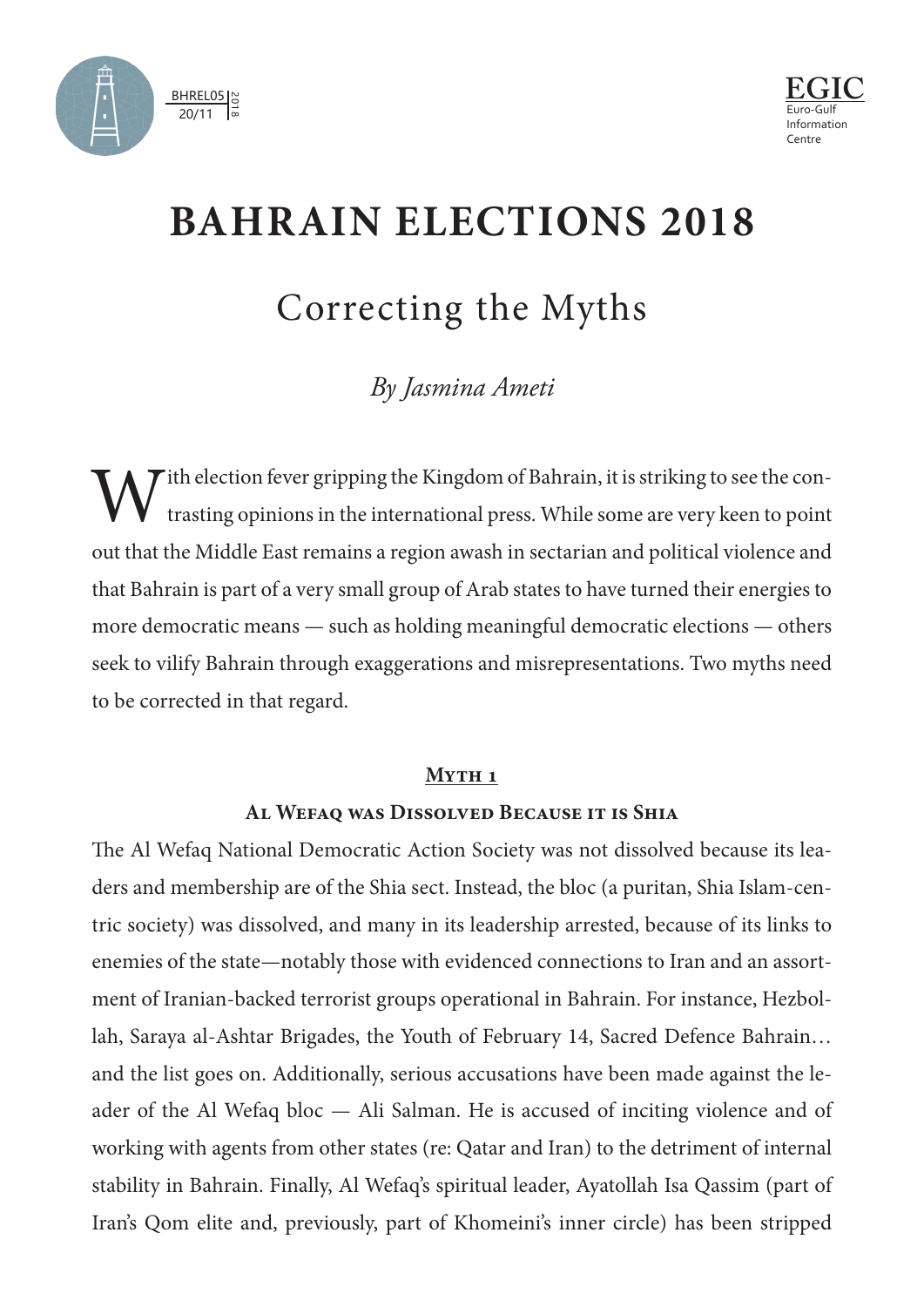# BAHRAIN ELECTIONS 2018

## Correcting the Myths

*By Jasmina Ameti*

With election fever gripping the Kingdom of Bahrain, it is striking to see the contrasting opinions in the international press. While some are very keen to point out that the Middle East remains a region awash in sectarian and political violence and that Bahrain is part of a very small group of Arab states to have turned their energies to more democratic means — such as holding meaningful democratic elections — others seek to vilify Bahrain through exaggerations and misrepresentations. Two myths need to be corrected in that regard.

### MYTH 1

#### AL WEFAQ WAS DISSOLVED BECAUSE IT IS SHIA

The Al Wefaq National Democratic Action Society was not dissolved because its leaders and membership are of the Shia sect. Instead, the bloc (a puritan, Shia Islam-centric society) was dissolved, and many in its leadership arrested, because of its links to enemies of the state—notably those with evidenced connections to Iran and an assortment of Iranian-backed terrorist groups operational in Bahrain. For instance, Hezbollah, Saraya al-Ashtar Brigades, the Youth of February 14, Sacred Defence Bahrain… and the list goes on. Additionally, serious accusations have been made against the leader of the Al Wefaq bloc — Ali Salman. He is accused of inciting violence and of working with agents from other states (re: Qatar and Iran) to the detriment of internal stability in Bahrain. Finally, Al Wefaq's spiritual leader, Ayatollah Isa Qassim (part of Iran's Qom elite and, previously, part of Khomeini's inner circle) has been stripped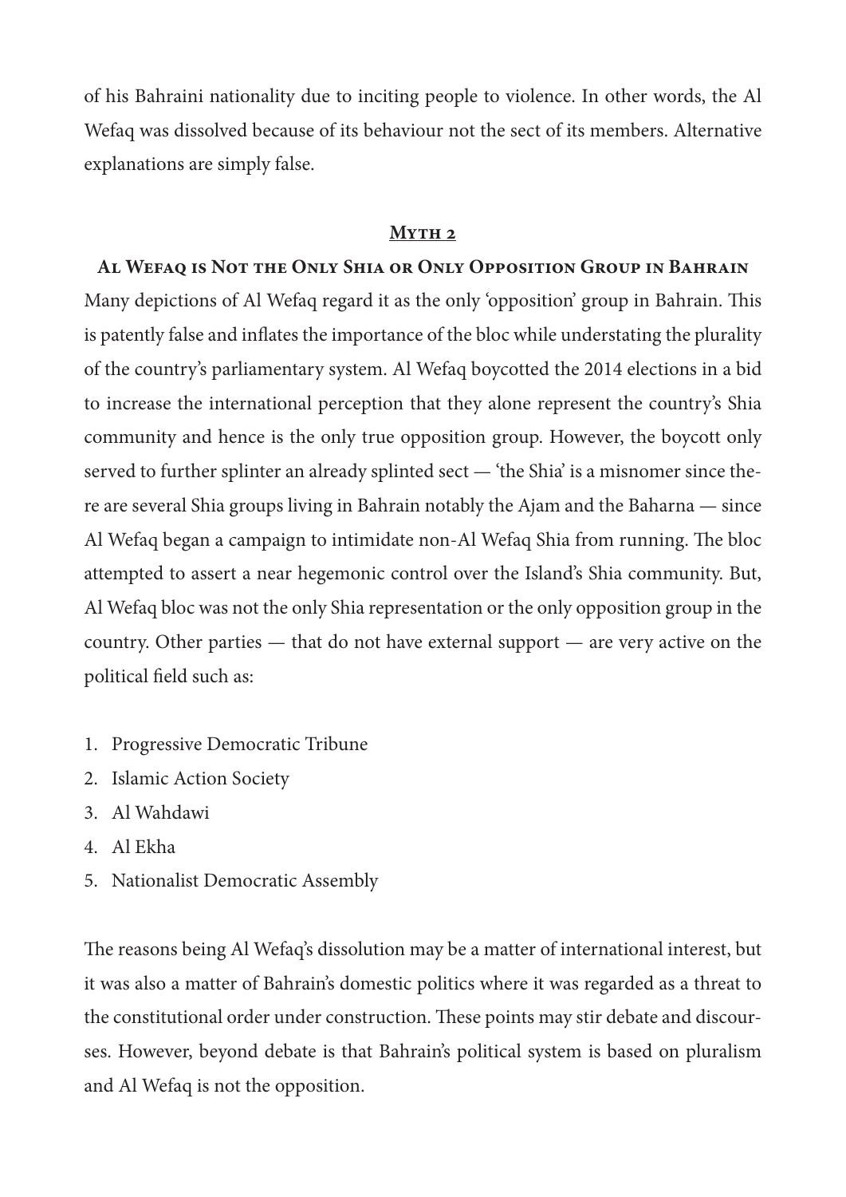of his Bahraini nationality due to inciting people to violence. In other words, the Al Wefaq was dissolved because of its behaviour not the sect of its members. Alternative explanations are simply false.

## Myth 2

### Al Wefaq is Not the Only Shia or Only Opposition Group in Bahrain

Many depictions of Al Wefaq regard it as the only 'opposition' group in Bahrain. This is patently false and inflates the importance of the bloc while understating the plurality of the country's parliamentary system. Al Wefaq boycotted the 2014 elections in a bid to increase the international perception that they alone represent the country's Shia community and hence is the only true opposition group. However, the boycott only served to further splinter an already splinted sect — 'the Shia' is a misnomer since there are several Shia groups living in Bahrain notably the Ajam and the Baharna — since Al Wefaq began a campaign to intimidate non-Al Wefaq Shia from running. The bloc attempted to assert a near hegemonic control over the Island's Shia community. But, Al Wefaq bloc was not the only Shia representation or the only opposition group in the country. Other parties — that do not have external support — are very active on the political field such as:

1. Progressive Democratic Tribune
2. Islamic Action Society
3. Al Wahdawi
4. Al Ekha
5. Nationalist Democratic Assembly

The reasons being Al Wefaq's dissolution may be a matter of international interest, but it was also a matter of Bahrain's domestic politics where it was regarded as a threat to the constitutional order under construction. These points may stir debate and discourses. However, beyond debate is that Bahrain's political system is based on pluralism and Al Wefaq is not the opposition.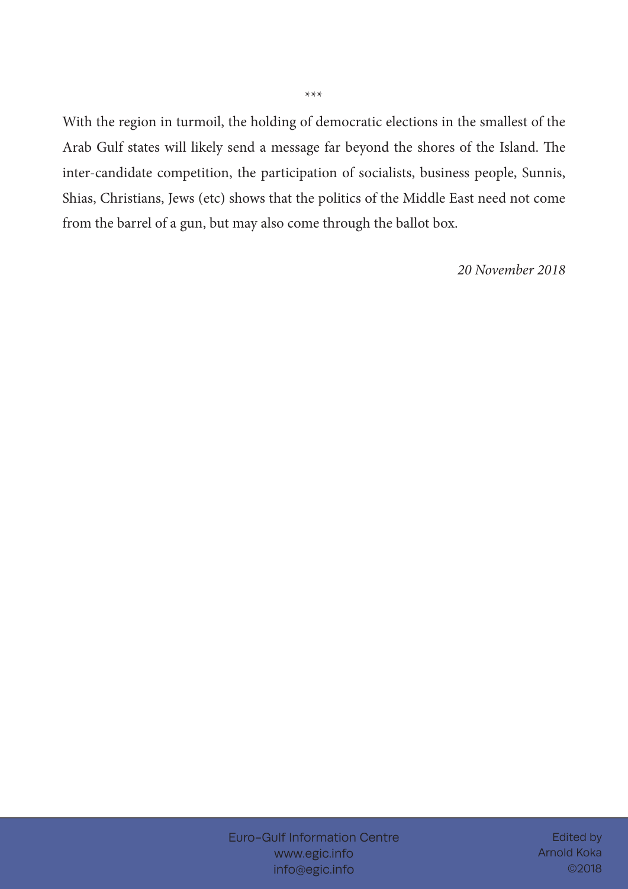\*\*\*

With the region in turmoil, the holding of democratic elections in the smallest of the Arab Gulf states will likely send a message far beyond the shores of the Island. The inter-candidate competition, the participation of socialists, business people, Sunnis, Shias, Christians, Jews (etc) shows that the politics of the Middle East need not come from the barrel of a gun, but may also come through the ballot box.

*20 November 2018*